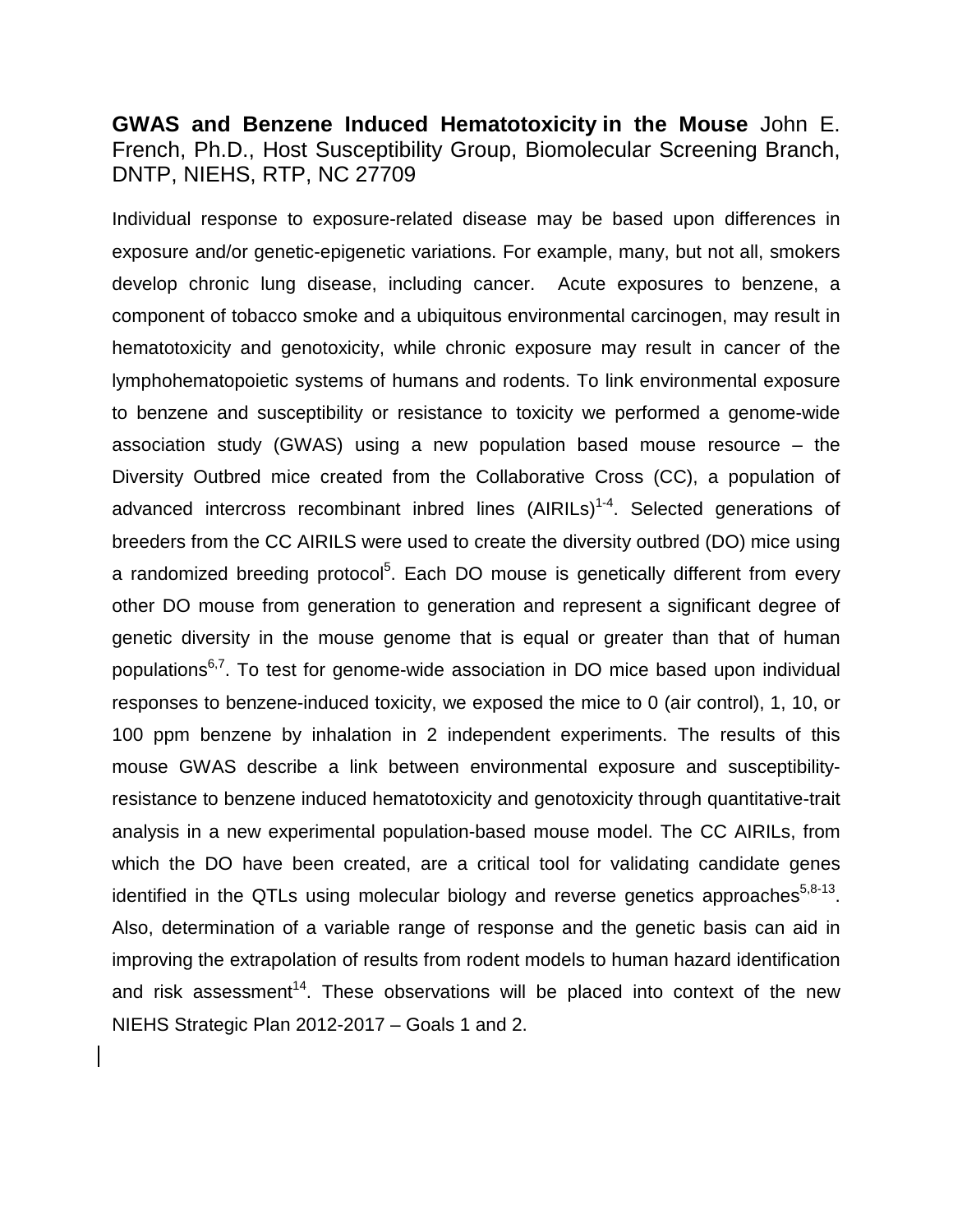**GWAS and Benzene Induced Hematotoxicity in the Mouse** John E. French, Ph.D., Host Susceptibility Group, Biomolecular Screening Branch, DNTP, NIEHS, RTP, NC 27709

Individual response to exposure-related disease may be based upon differences in exposure and/or genetic-epigenetic variations. For example, many, but not all, smokers develop chronic lung disease, including cancer. Acute exposures to benzene, a component of tobacco smoke and a ubiquitous environmental carcinogen, may result in hematotoxicity and genotoxicity, while chronic exposure may result in cancer of the lymphohematopoietic systems of humans and rodents. To link environmental exposure to benzene and susceptibility or resistance to toxicity we performed a genome-wide association study (GWAS) using a new population based mouse resource – the Diversity Outbred mice created from the Collaborative Cross (CC), a population of advanced intercross recombinant inbred lines (AIRILs)[1-4]. Selected generations of breeders from the CC AIRILS were used to create the diversity outbred (DO) mice using a randomized breeding protocol[5]. Each DO mouse is genetically different from every other DO mouse from generation to generation and represent a significant degree of genetic diversity in the mouse genome that is equal or greater than that of human populations[6,7]. To test for genome-wide association in DO mice based upon individual responses to benzene-induced toxicity, we exposed the mice to 0 (air control), 1, 10, or 100 ppm benzene by inhalation in 2 independent experiments. The results of this mouse GWAS describe a link between environmental exposure and susceptibility-resistance to benzene induced hematotoxicity and genotoxicity through quantitative-trait analysis in a new experimental population-based mouse model. The CC AIRILs, from which the DO have been created, are a critical tool for validating candidate genes identified in the QTLs using molecular biology and reverse genetics approaches[5,8-13]. Also, determination of a variable range of response and the genetic basis can aid in improving the extrapolation of results from rodent models to human hazard identification and risk assessment[14]. These observations will be placed into context of the new NIEHS Strategic Plan 2012-2017 – Goals 1 and 2.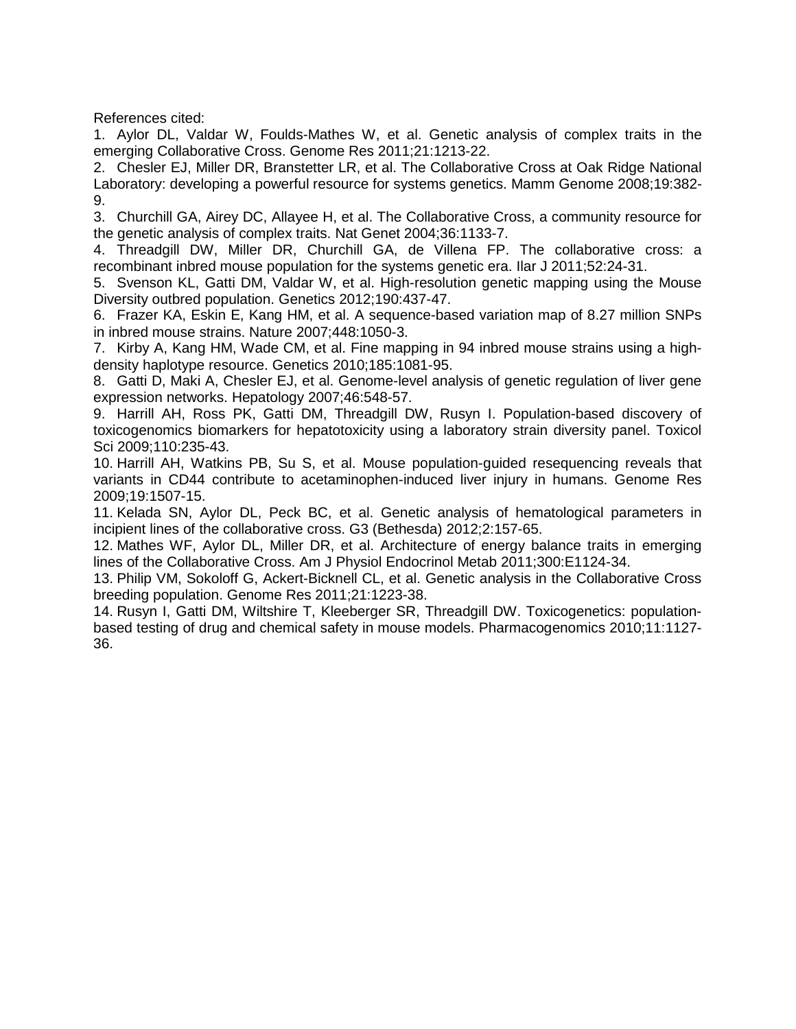References cited:

1. Aylor DL, Valdar W, Foulds-Mathes W, et al. Genetic analysis of complex traits in the emerging Collaborative Cross. Genome Res 2011;21:1213-22.
2. Chesler EJ, Miller DR, Branstetter LR, et al. The Collaborative Cross at Oak Ridge National Laboratory: developing a powerful resource for systems genetics. Mamm Genome 2008;19:382-9.
3. Churchill GA, Airey DC, Allayee H, et al. The Collaborative Cross, a community resource for the genetic analysis of complex traits. Nat Genet 2004;36:1133-7.
4. Threadgill DW, Miller DR, Churchill GA, de Villena FP. The collaborative cross: a recombinant inbred mouse population for the systems genetic era. Ilar J 2011;52:24-31.
5. Svenson KL, Gatti DM, Valdar W, et al. High-resolution genetic mapping using the Mouse Diversity outbred population. Genetics 2012;190:437-47.
6. Frazer KA, Eskin E, Kang HM, et al. A sequence-based variation map of 8.27 million SNPs in inbred mouse strains. Nature 2007;448:1050-3.
7. Kirby A, Kang HM, Wade CM, et al. Fine mapping in 94 inbred mouse strains using a high-density haplotype resource. Genetics 2010;185:1081-95.
8. Gatti D, Maki A, Chesler EJ, et al. Genome-level analysis of genetic regulation of liver gene expression networks. Hepatology 2007;46:548-57.
9. Harrill AH, Ross PK, Gatti DM, Threadgill DW, Rusyn I. Population-based discovery of toxicogenomics biomarkers for hepatotoxicity using a laboratory strain diversity panel. Toxicol Sci 2009;110:235-43.
10. Harrill AH, Watkins PB, Su S, et al. Mouse population-guided resequencing reveals that variants in CD44 contribute to acetaminophen-induced liver injury in humans. Genome Res 2009;19:1507-15.
11. Kelada SN, Aylor DL, Peck BC, et al. Genetic analysis of hematological parameters in incipient lines of the collaborative cross. G3 (Bethesda) 2012;2:157-65.
12. Mathes WF, Aylor DL, Miller DR, et al. Architecture of energy balance traits in emerging lines of the Collaborative Cross. Am J Physiol Endocrinol Metab 2011;300:E1124-34.
13. Philip VM, Sokoloff G, Ackert-Bicknell CL, et al. Genetic analysis in the Collaborative Cross breeding population. Genome Res 2011;21:1223-38.
14. Rusyn I, Gatti DM, Wiltshire T, Kleeberger SR, Threadgill DW. Toxicogenetics: population-based testing of drug and chemical safety in mouse models. Pharmacogenomics 2010;11:1127-36.